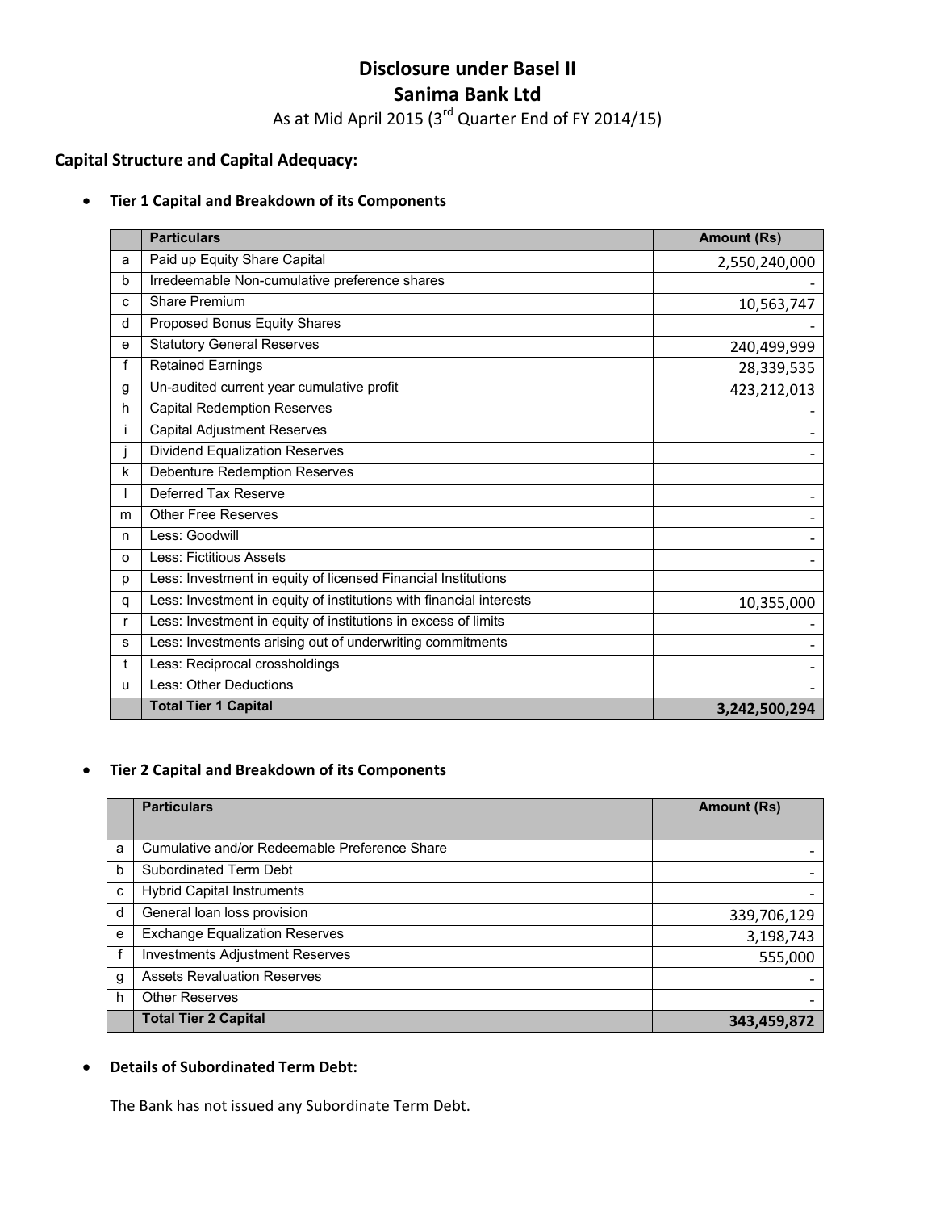# Disclosure under Basel II
# Sanima Bank Ltd

As at Mid April 2015 (3rd Quarter End of FY 2014/15)

## Capital Structure and Capital Adequacy:

- **Tier 1 Capital and Breakdown of its Components**

| | Particulars | Amount (Rs) |
|---|---|---|
| a | Paid up Equity Share Capital | 2,550,240,000 |
| b | Irredeemable Non-cumulative preference shares | - |
| c | Share Premium | 10,563,747 |
| d | Proposed Bonus Equity Shares | - |
| e | Statutory General Reserves | 240,499,999 |
| f | Retained Earnings | 28,339,535 |
| g | Un-audited current year cumulative profit | 423,212,013 |
| h | Capital Redemption Reserves | - |
| i | Capital Adjustment Reserves | - |
| j | Dividend Equalization Reserves | - |
| k | Debenture Redemption Reserves | |
| l | Deferred Tax Reserve | - |
| m | Other Free Reserves | - |
| n | Less: Goodwill | - |
| o | Less: Fictitious Assets | - |
| p | Less: Investment in equity of licensed Financial Institutions | |
| q | Less: Investment in equity of institutions with financial interests | 10,355,000 |
| r | Less: Investment in equity of institutions in excess of limits | - |
| s | Less: Investments arising out of underwriting commitments | - |
| t | Less: Reciprocal crossholdings | - |
| u | Less: Other Deductions | - |
| | **Total Tier 1 Capital** | **3,242,500,294** |

- **Tier 2 Capital and Breakdown of its Components**

| | Particulars | Amount (Rs) |
|---|---|---|
| a | Cumulative and/or Redeemable Preference Share | - |
| b | Subordinated Term Debt | - |
| c | Hybrid Capital Instruments | - |
| d | General loan loss provision | 339,706,129 |
| e | Exchange Equalization Reserves | 3,198,743 |
| f | Investments Adjustment Reserves | 555,000 |
| g | Assets Revaluation Reserves | - |
| h | Other Reserves | - |
| | **Total Tier 2 Capital** | **343,459,872** |

- **Details of Subordinated Term Debt:**

The Bank has not issued any Subordinate Term Debt.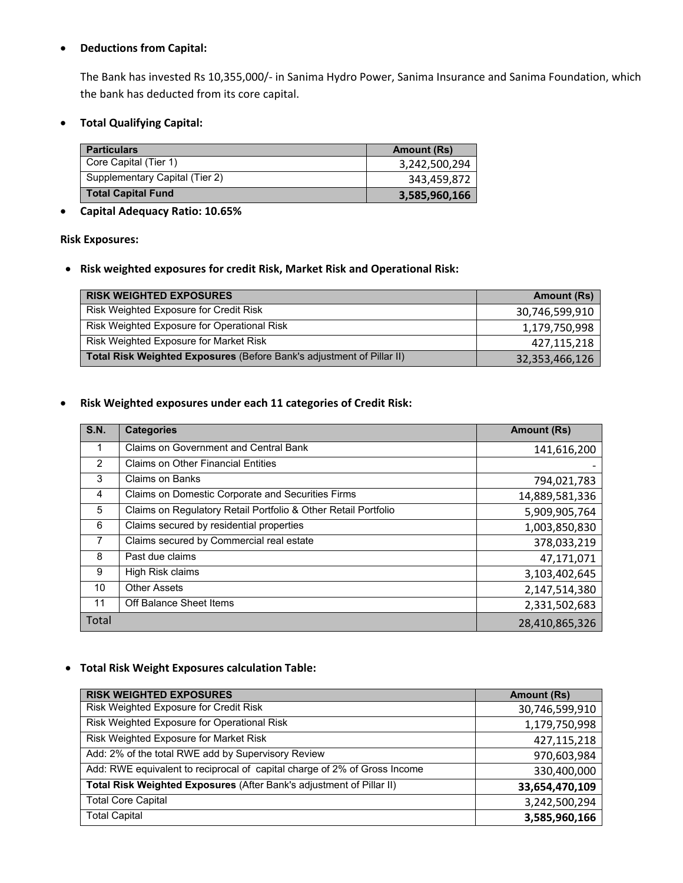- **Deductions from Capital:**

  The Bank has invested Rs 10,355,000/- in Sanima Hydro Power, Sanima Insurance and Sanima Foundation, which the bank has deducted from its core capital.

- **Total Qualifying Capital:**

| Particulars | Amount (Rs) |
|---|---|
| Core Capital (Tier 1) | 3,242,500,294 |
| Supplementary Capital (Tier 2) | 343,459,872 |
| **Total Capital Fund** | **3,585,960,166** |

- **Capital Adequacy Ratio: 10.65%**

**Risk Exposures:**

- **Risk weighted exposures for credit Risk, Market Risk and Operational Risk:**

| RISK WEIGHTED EXPOSURES | Amount (Rs) |
|---|---|
| Risk Weighted Exposure for Credit Risk | 30,746,599,910 |
| Risk Weighted Exposure for Operational Risk | 1,179,750,998 |
| Risk Weighted Exposure for Market Risk | 427,115,218 |
| **Total Risk Weighted Exposures** (Before Bank's adjustment of Pillar II) | 32,353,466,126 |

- **Risk Weighted exposures under each 11 categories of Credit Risk:**

| S.N. | Categories | Amount (Rs) |
|---|---|---|
| 1 | Claims on Government and Central Bank | 141,616,200 |
| 2 | Claims on Other Financial Entities | - |
| 3 | Claims on Banks | 794,021,783 |
| 4 | Claims on Domestic Corporate and Securities Firms | 14,889,581,336 |
| 5 | Claims on Regulatory Retail Portfolio & Other Retail Portfolio | 5,909,905,764 |
| 6 | Claims secured by residential properties | 1,003,850,830 |
| 7 | Claims secured by Commercial real estate | 378,033,219 |
| 8 | Past due claims | 47,171,071 |
| 9 | High Risk claims | 3,103,402,645 |
| 10 | Other Assets | 2,147,514,380 |
| 11 | Off Balance Sheet Items | 2,331,502,683 |
| Total | | 28,410,865,326 |

- **Total Risk Weight Exposures calculation Table:**

| RISK WEIGHTED EXPOSURES | Amount (Rs) |
|---|---|
| Risk Weighted Exposure for Credit Risk | 30,746,599,910 |
| Risk Weighted Exposure for Operational Risk | 1,179,750,998 |
| Risk Weighted Exposure for Market Risk | 427,115,218 |
| Add: 2% of the total RWE add by Supervisory Review | 970,603,984 |
| Add: RWE equivalent to reciprocal of capital charge of 2% of Gross Income | 330,400,000 |
| **Total Risk Weighted Exposures** (After Bank's adjustment of Pillar II) | **33,654,470,109** |
| Total Core Capital | 3,242,500,294 |
| Total Capital | **3,585,960,166** |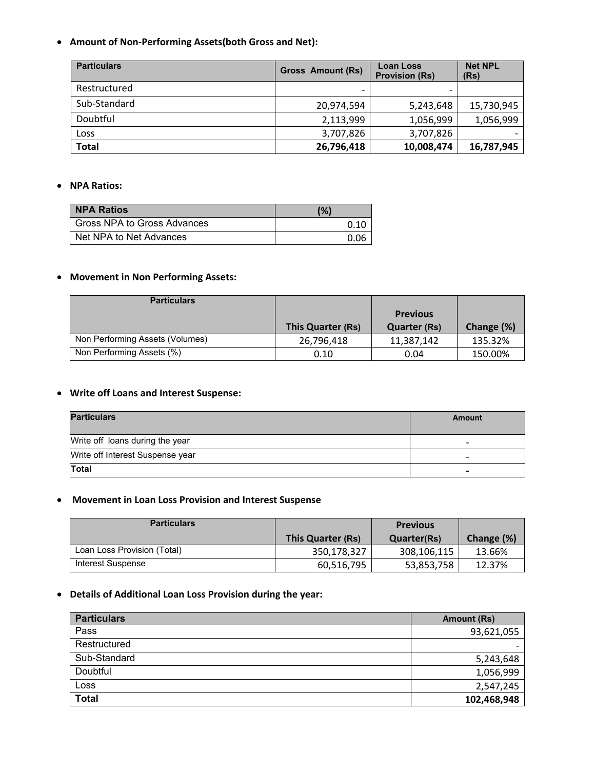- **Amount of Non-Performing Assets(both Gross and Net):**

| Particulars | Gross Amount (Rs) | Loan Loss Provision (Rs) | Net NPL (Rs) |
|---|---|---|---|
| Restructured | - | - | |
| Sub-Standard | 20,974,594 | 5,243,648 | 15,730,945 |
| Doubtful | 2,113,999 | 1,056,999 | 1,056,999 |
| Loss | 3,707,826 | 3,707,826 | - |
| **Total** | **26,796,418** | **10,008,474** | **16,787,945** |

- **NPA Ratios:**

| NPA Ratios | (%) |
|---|---|
| Gross NPA to Gross Advances | 0.10 |
| Net NPA to Net Advances | 0.06 |

- **Movement in Non Performing Assets:**

| Particulars | This Quarter (Rs) | Previous Quarter (Rs) | Change (%) |
|---|---|---|---|
| Non Performing Assets (Volumes) | 26,796,418 | 11,387,142 | 135.32% |
| Non Performing Assets (%) | 0.10 | 0.04 | 150.00% |

- **Write off Loans and Interest Suspense:**

| Particulars | Amount |
|---|---|
| Write off loans during the year | - |
| Write off Interest Suspense year | - |
| **Total** | **-** |

- **Movement in Loan Loss Provision and Interest Suspense**

| Particulars | This Quarter (Rs) | Previous Quarter(Rs) | Change (%) |
|---|---|---|---|
| Loan Loss Provision (Total) | 350,178,327 | 308,106,115 | 13.66% |
| Interest Suspense | 60,516,795 | 53,853,758 | 12.37% |

- **Details of Additional Loan Loss Provision during the year:**

| Particulars | Amount (Rs) |
|---|---|
| Pass | 93,621,055 |
| Restructured | - |
| Sub-Standard | 5,243,648 |
| Doubtful | 1,056,999 |
| Loss | 2,547,245 |
| **Total** | **102,468,948** |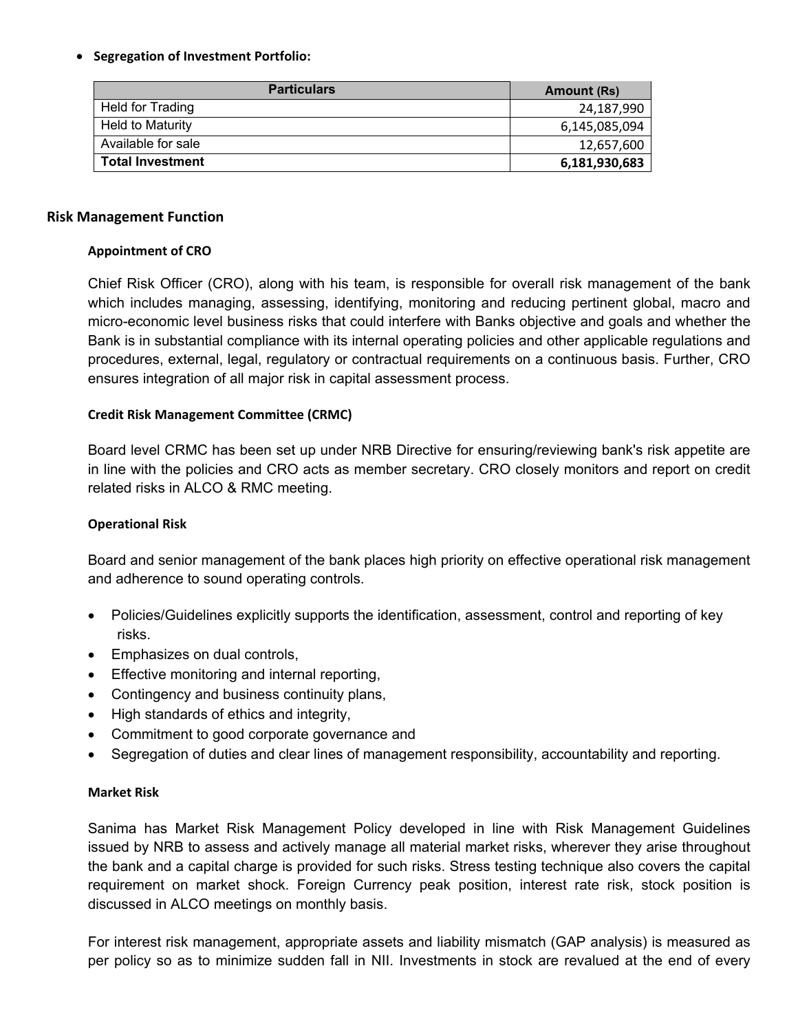- **Segregation of Investment Portfolio:**

| Particulars | Amount (Rs) |
|---|---|
| Held for Trading | 24,187,990 |
| Held to Maturity | 6,145,085,094 |
| Available for sale | 12,657,600 |
| **Total Investment** | **6,181,930,683** |

## Risk Management Function

### Appointment of CRO

Chief Risk Officer (CRO), along with his team, is responsible for overall risk management of the bank which includes managing, assessing, identifying, monitoring and reducing pertinent global, macro and micro-economic level business risks that could interfere with Banks objective and goals and whether the Bank is in substantial compliance with its internal operating policies and other applicable regulations and procedures, external, legal, regulatory or contractual requirements on a continuous basis. Further, CRO ensures integration of all major risk in capital assessment process.

### Credit Risk Management Committee (CRMC)

Board level CRMC has been set up under NRB Directive for ensuring/reviewing bank's risk appetite are in line with the policies and CRO acts as member secretary. CRO closely monitors and report on credit related risks in ALCO & RMC meeting.

### Operational Risk

Board and senior management of the bank places high priority on effective operational risk management and adherence to sound operating controls.

- Policies/Guidelines explicitly supports the identification, assessment, control and reporting of key risks.
- Emphasizes on dual controls,
- Effective monitoring and internal reporting,
- Contingency and business continuity plans,
- High standards of ethics and integrity,
- Commitment to good corporate governance and
- Segregation of duties and clear lines of management responsibility, accountability and reporting.

### Market Risk

Sanima has Market Risk Management Policy developed in line with Risk Management Guidelines issued by NRB to assess and actively manage all material market risks, wherever they arise throughout the bank and a capital charge is provided for such risks. Stress testing technique also covers the capital requirement on market shock. Foreign Currency peak position, interest rate risk, stock position is discussed in ALCO meetings on monthly basis.

For interest risk management, appropriate assets and liability mismatch (GAP analysis) is measured as per policy so as to minimize sudden fall in NII. Investments in stock are revalued at the end of every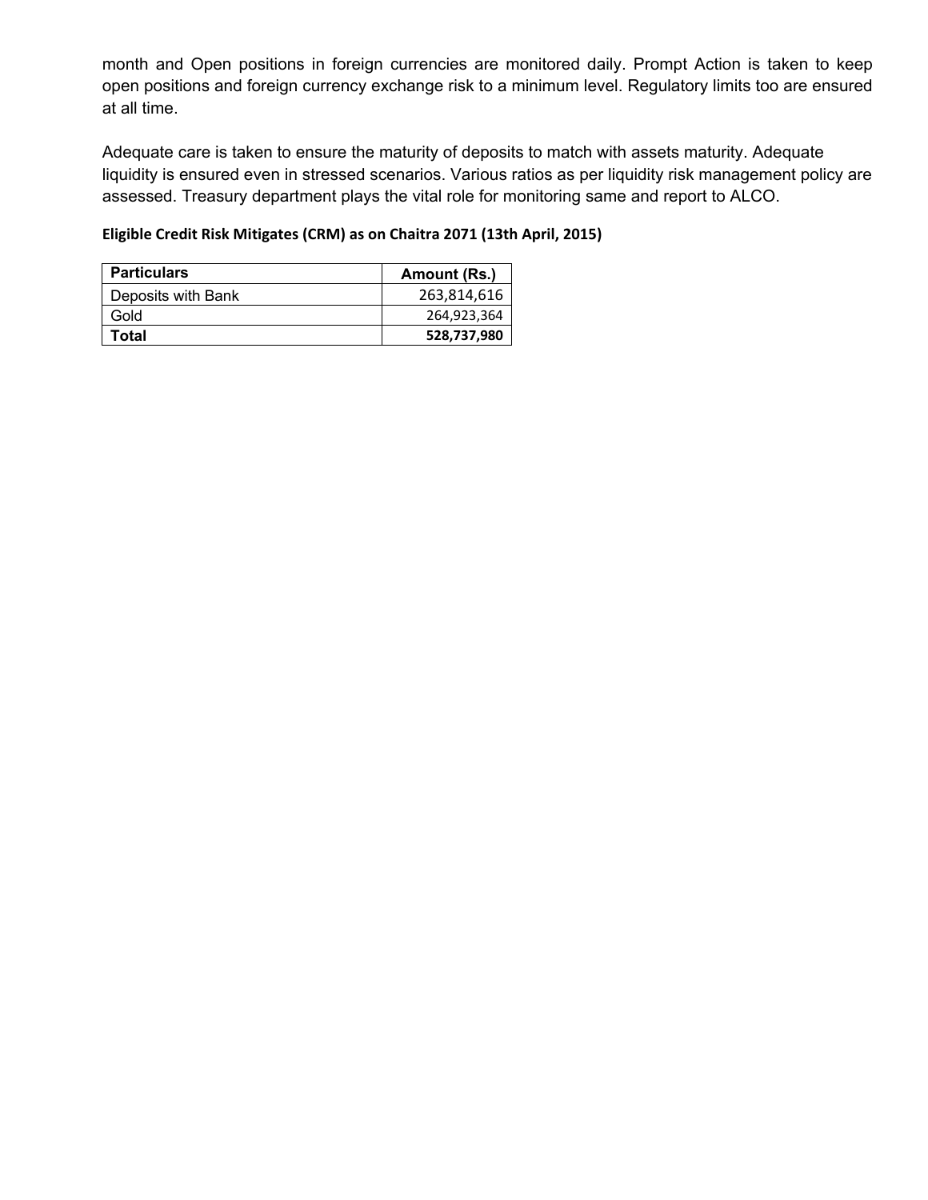month and Open positions in foreign currencies are monitored daily. Prompt Action is taken to keep open positions and foreign currency exchange risk to a minimum level. Regulatory limits too are ensured at all time.

Adequate care is taken to ensure the maturity of deposits to match with assets maturity. Adequate liquidity is ensured even in stressed scenarios. Various ratios as per liquidity risk management policy are assessed. Treasury department plays the vital role for monitoring same and report to ALCO.

**Eligible Credit Risk Mitigates (CRM) as on Chaitra 2071 (13th April, 2015)**

| Particulars | Amount (Rs.) |
|---|---|
| Deposits with Bank | 263,814,616 |
| Gold | 264,923,364 |
| **Total** | **528,737,980** |